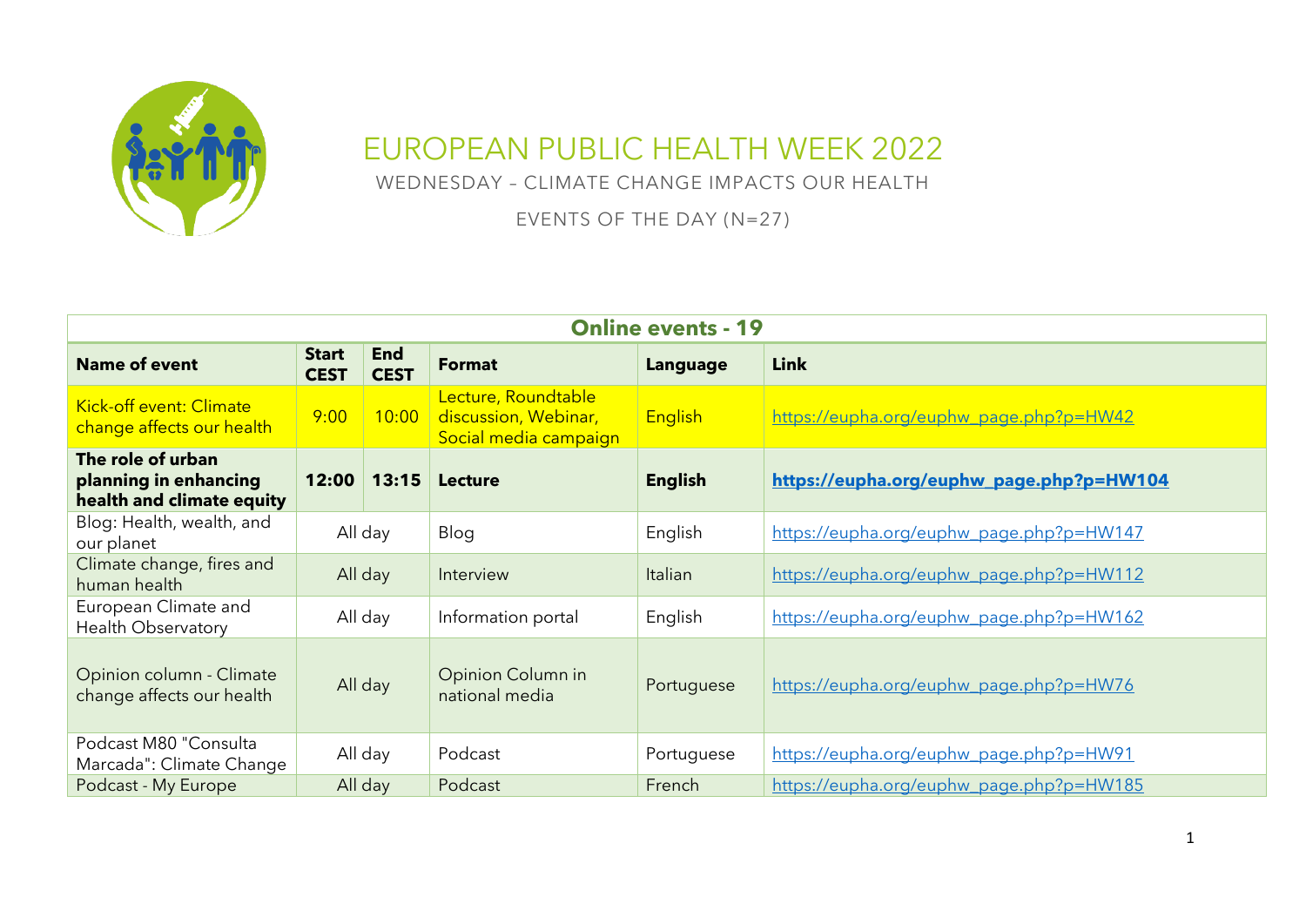# EUROPEAN PUBLIC HEALTH WEEK 2022

WEDNESDAY – CLIMATE CHANGE IMPACTS OUR HEALTH

EVENTS OF THE DAY (N=27)

| **Online events - 19** | | | | | |
|---|---|---|---|---|---|
| **Name of event** | **Start CEST** | **End CEST** | **Format** | **Language** | **Link** |
| Kick-off event: Climate change affects our health | 9:00 | 10:00 | Lecture, Roundtable discussion, Webinar, Social media campaign | English | https://eupha.org/euphw_page.php?p=HW42 |
| **The role of urban planning in enhancing health and climate equity** | **12:00** | **13:15** | **Lecture** | **English** | **https://eupha.org/euphw_page.php?p=HW104** |
| Blog: Health, wealth, and our planet | All day | | Blog | English | https://eupha.org/euphw_page.php?p=HW147 |
| Climate change, fires and human health | All day | | Interview | Italian | https://eupha.org/euphw_page.php?p=HW112 |
| European Climate and Health Observatory | All day | | Information portal | English | https://eupha.org/euphw_page.php?p=HW162 |
| Opinion column - Climate change affects our health | All day | | Opinion Column in national media | Portuguese | https://eupha.org/euphw_page.php?p=HW76 |
| Podcast M80 "Consulta Marcada": Climate Change | All day | | Podcast | Portuguese | https://eupha.org/euphw_page.php?p=HW91 |
| Podcast - My Europe | All day | | Podcast | French | https://eupha.org/euphw_page.php?p=HW185 |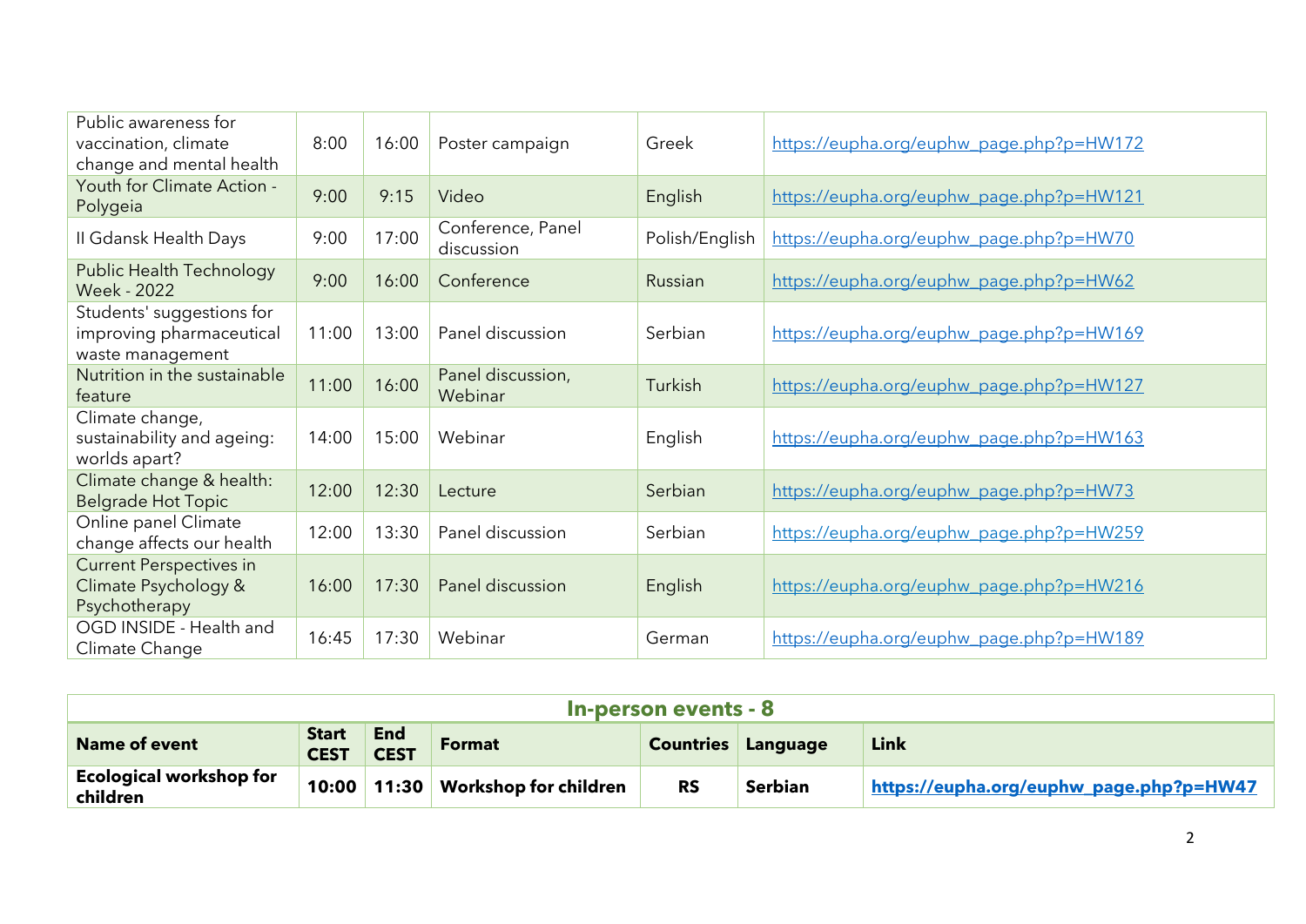| | | | | | |
|---|---|---|---|---|---|
| Public awareness for vaccination, climate change and mental health | 8:00 | 16:00 | Poster campaign | Greek | https://eupha.org/euphw_page.php?p=HW172 |
| Youth for Climate Action - Polygeia | 9:00 | 9:15 | Video | English | https://eupha.org/euphw_page.php?p=HW121 |
| II Gdansk Health Days | 9:00 | 17:00 | Conference, Panel discussion | Polish/English | https://eupha.org/euphw_page.php?p=HW70 |
| Public Health Technology Week - 2022 | 9:00 | 16:00 | Conference | Russian | https://eupha.org/euphw_page.php?p=HW62 |
| Students' suggestions for improving pharmaceutical waste management | 11:00 | 13:00 | Panel discussion | Serbian | https://eupha.org/euphw_page.php?p=HW169 |
| Nutrition in the sustainable feature | 11:00 | 16:00 | Panel discussion, Webinar | Turkish | https://eupha.org/euphw_page.php?p=HW127 |
| Climate change, sustainability and ageing: worlds apart? | 14:00 | 15:00 | Webinar | English | https://eupha.org/euphw_page.php?p=HW163 |
| Climate change & health: Belgrade Hot Topic | 12:00 | 12:30 | Lecture | Serbian | https://eupha.org/euphw_page.php?p=HW73 |
| Online panel Climate change affects our health | 12:00 | 13:30 | Panel discussion | Serbian | https://eupha.org/euphw_page.php?p=HW259 |
| Current Perspectives in Climate Psychology & Psychotherapy | 16:00 | 17:30 | Panel discussion | English | https://eupha.org/euphw_page.php?p=HW216 |
| OGD INSIDE - Health and Climate Change | 16:45 | 17:30 | Webinar | German | https://eupha.org/euphw_page.php?p=HW189 |

## In-person events - 8

| Name of event | Start CEST | End CEST | Format | Countries | Language | Link |
|---|---|---|---|---|---|---|
| **Ecological workshop for children** | **10:00** | **11:30** | **Workshop for children** | **RS** | **Serbian** | **https://eupha.org/euphw_page.php?p=HW47** |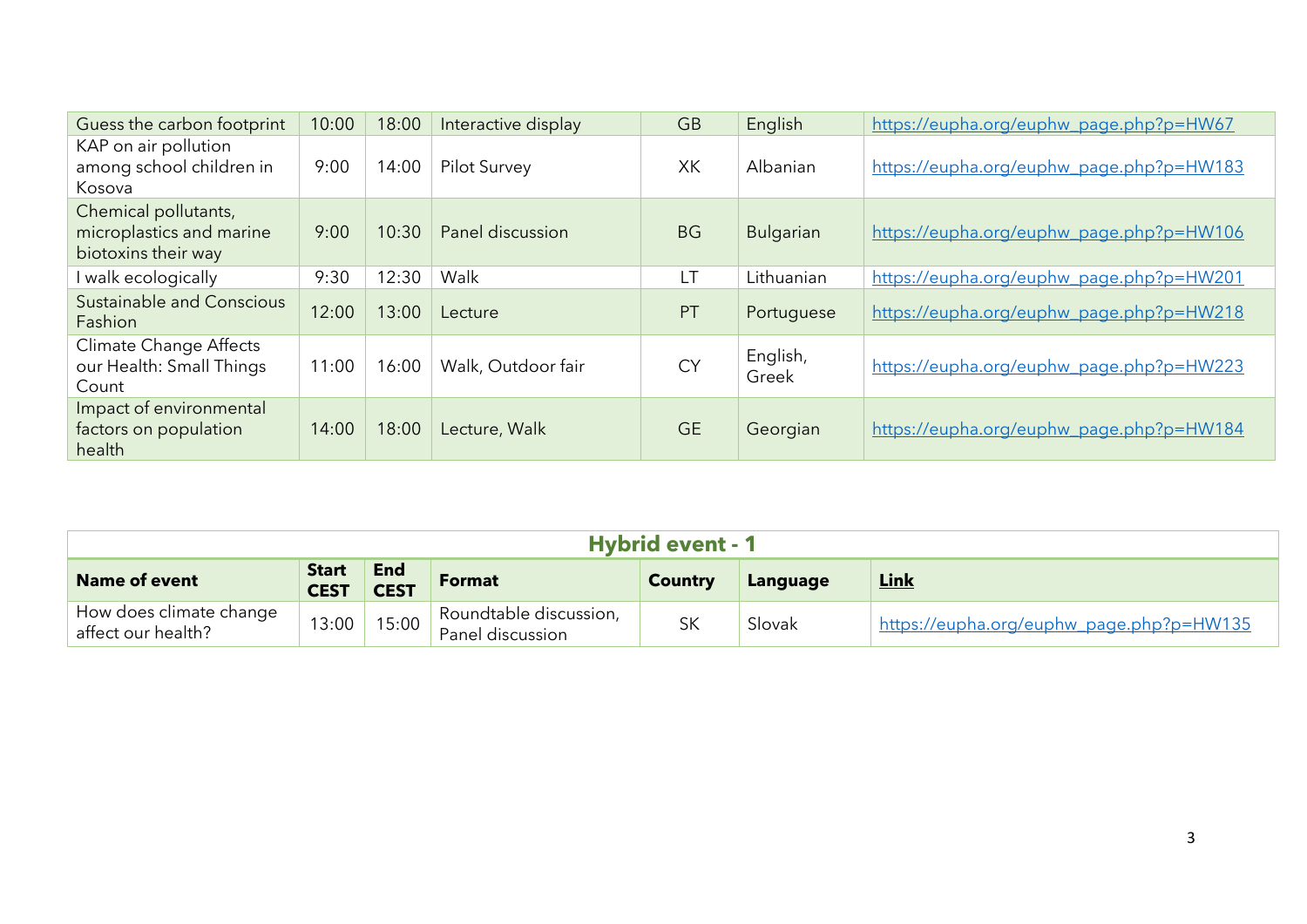| | | | | | | |
|---|---|---|---|---|---|---|
| Guess the carbon footprint | 10:00 | 18:00 | Interactive display | GB | English | https://eupha.org/euphw_page.php?p=HW67 |
| KAP on air pollution among school children in Kosova | 9:00 | 14:00 | Pilot Survey | XK | Albanian | https://eupha.org/euphw_page.php?p=HW183 |
| Chemical pollutants, microplastics and marine biotoxins their way | 9:00 | 10:30 | Panel discussion | BG | Bulgarian | https://eupha.org/euphw_page.php?p=HW106 |
| I walk ecologically | 9:30 | 12:30 | Walk | LT | Lithuanian | https://eupha.org/euphw_page.php?p=HW201 |
| Sustainable and Conscious Fashion | 12:00 | 13:00 | Lecture | PT | Portuguese | https://eupha.org/euphw_page.php?p=HW218 |
| Climate Change Affects our Health: Small Things Count | 11:00 | 16:00 | Walk, Outdoor fair | CY | English, Greek | https://eupha.org/euphw_page.php?p=HW223 |
| Impact of environmental factors on population health | 14:00 | 18:00 | Lecture, Walk | GE | Georgian | https://eupha.org/euphw_page.php?p=HW184 |

## Hybrid event - 1

| Name of event | Start CEST | End CEST | Format | Country | Language | Link |
|---|---|---|---|---|---|---|
| How does climate change affect our health? | 13:00 | 15:00 | Roundtable discussion, Panel discussion | SK | Slovak | https://eupha.org/euphw_page.php?p=HW135 |